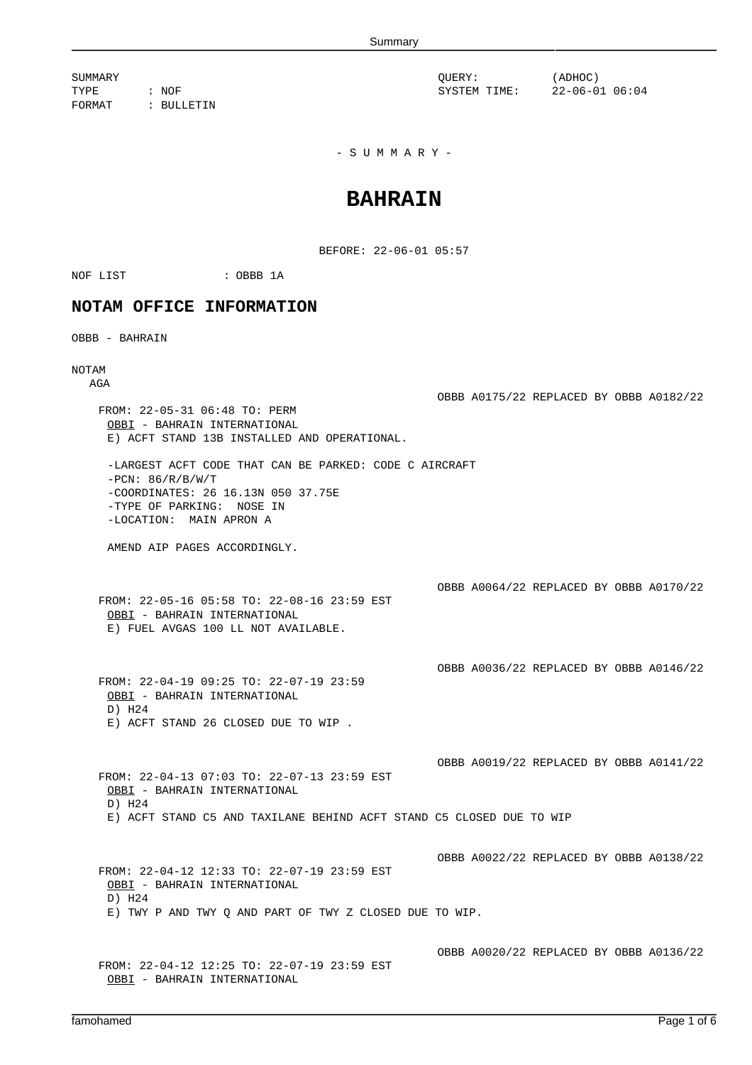SUMMARY
TYPE : NOF
FORMAT : BULLETIN

QUERY: (ADHOC)
SYSTEM TIME: 22-06-01 06:04

- S U M M A R Y -

# BAHRAIN

BEFORE: 22-06-01 05:57

NOF LIST : OBBB 1A

## NOTAM OFFICE INFORMATION

OBBB - BAHRAIN

NOTAM
AGA

OBBB A0175/22 REPLACED BY OBBB A0182/22

FROM: 22-05-31 06:48 TO: PERM
OBBI - BAHRAIN INTERNATIONAL
E) ACFT STAND 13B INSTALLED AND OPERATIONAL.

-LARGEST ACFT CODE THAT CAN BE PARKED: CODE C AIRCRAFT
-PCN: 86/R/B/W/T
-COORDINATES: 26 16.13N 050 37.75E
-TYPE OF PARKING: NOSE IN
-LOCATION: MAIN APRON A

AMEND AIP PAGES ACCORDINGLY.

OBBB A0064/22 REPLACED BY OBBB A0170/22

FROM: 22-05-16 05:58 TO: 22-08-16 23:59 EST
OBBI - BAHRAIN INTERNATIONAL
E) FUEL AVGAS 100 LL NOT AVAILABLE.

OBBB A0036/22 REPLACED BY OBBB A0146/22

FROM: 22-04-19 09:25 TO: 22-07-19 23:59
OBBI - BAHRAIN INTERNATIONAL
D) H24
E) ACFT STAND 26 CLOSED DUE TO WIP .

OBBB A0019/22 REPLACED BY OBBB A0141/22

FROM: 22-04-13 07:03 TO: 22-07-13 23:59 EST
OBBI - BAHRAIN INTERNATIONAL
D) H24
E) ACFT STAND C5 AND TAXILANE BEHIND ACFT STAND C5 CLOSED DUE TO WIP

OBBB A0022/22 REPLACED BY OBBB A0138/22

FROM: 22-04-12 12:33 TO: 22-07-19 23:59 EST
OBBI - BAHRAIN INTERNATIONAL
D) H24
E) TWY P AND TWY Q AND PART OF TWY Z CLOSED DUE TO WIP.

OBBB A0020/22 REPLACED BY OBBB A0136/22

FROM: 22-04-12 12:25 TO: 22-07-19 23:59 EST
OBBI - BAHRAIN INTERNATIONAL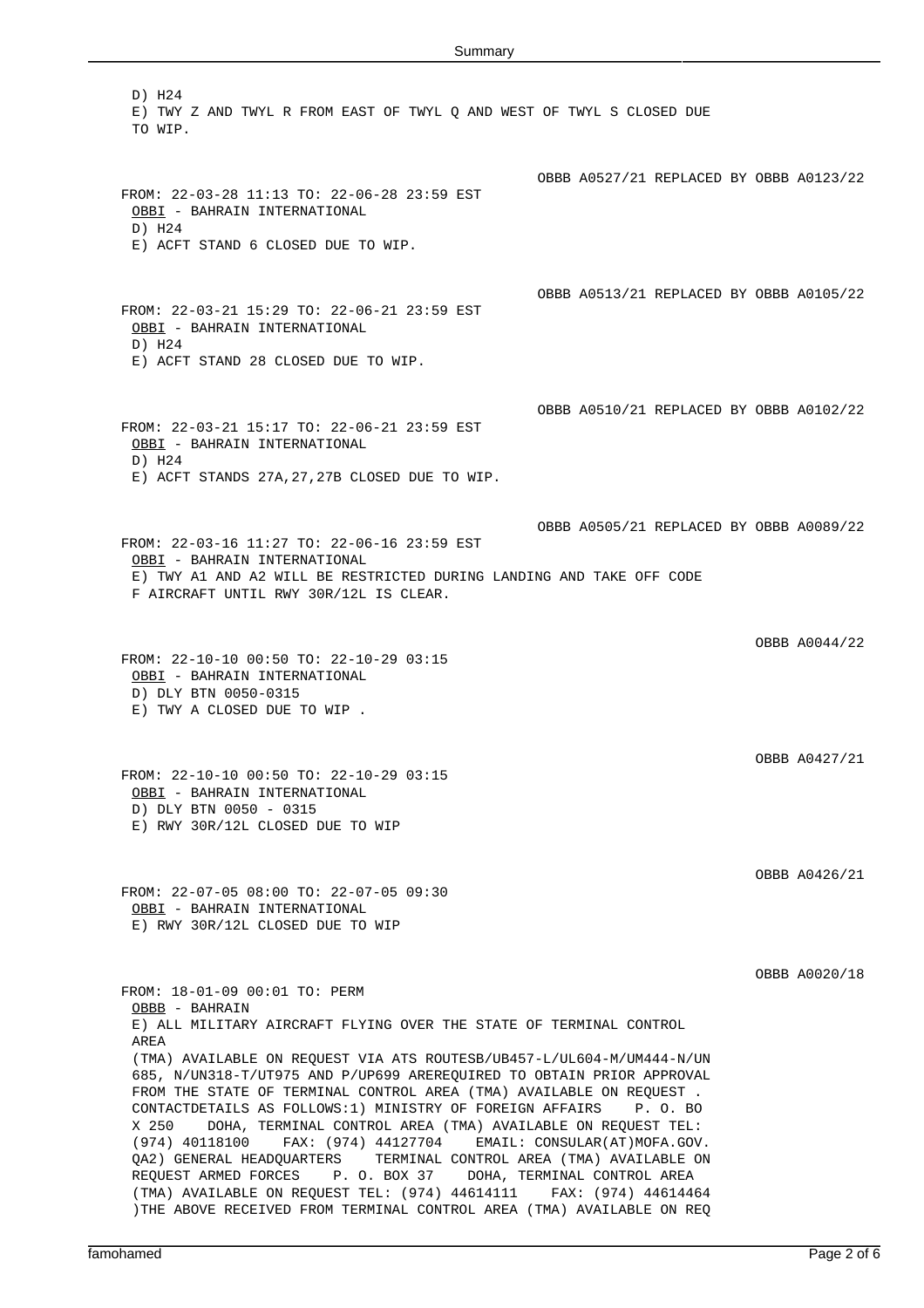D) H24
E) TWY Z AND TWYL R FROM EAST OF TWYL Q AND WEST OF TWYL S CLOSED DUE TO WIP.

OBBB A0527/21 REPLACED BY OBBB A0123/22

FROM: 22-03-28 11:13 TO: 22-06-28 23:59 EST
OBBI - BAHRAIN INTERNATIONAL
D) H24
E) ACFT STAND 6 CLOSED DUE TO WIP.

OBBB A0513/21 REPLACED BY OBBB A0105/22

FROM: 22-03-21 15:29 TO: 22-06-21 23:59 EST
OBBI - BAHRAIN INTERNATIONAL
D) H24
E) ACFT STAND 28 CLOSED DUE TO WIP.

OBBB A0510/21 REPLACED BY OBBB A0102/22

FROM: 22-03-21 15:17 TO: 22-06-21 23:59 EST
OBBI - BAHRAIN INTERNATIONAL
D) H24
E) ACFT STANDS 27A,27,27B CLOSED DUE TO WIP.

OBBB A0505/21 REPLACED BY OBBB A0089/22

FROM: 22-03-16 11:27 TO: 22-06-16 23:59 EST
OBBI - BAHRAIN INTERNATIONAL
E) TWY A1 AND A2 WILL BE RESTRICTED DURING LANDING AND TAKE OFF CODE F AIRCRAFT UNTIL RWY 30R/12L IS CLEAR.

OBBB A0044/22

FROM: 22-10-10 00:50 TO: 22-10-29 03:15
OBBI - BAHRAIN INTERNATIONAL
D) DLY BTN 0050-0315
E) TWY A CLOSED DUE TO WIP .

OBBB A0427/21

FROM: 22-10-10 00:50 TO: 22-10-29 03:15
OBBI - BAHRAIN INTERNATIONAL
D) DLY BTN 0050 - 0315
E) RWY 30R/12L CLOSED DUE TO WIP

OBBB A0426/21

FROM: 22-07-05 08:00 TO: 22-07-05 09:30
OBBI - BAHRAIN INTERNATIONAL
E) RWY 30R/12L CLOSED DUE TO WIP

OBBB A0020/18

FROM: 18-01-09 00:01 TO: PERM
OBBB - BAHRAIN
E) ALL MILITARY AIRCRAFT FLYING OVER THE STATE OF TERMINAL CONTROL AREA
(TMA) AVAILABLE ON REQUEST VIA ATS ROUTESB/UB457-L/UL604-M/UM444-N/UN 685, N/UN318-T/UT975 AND P/UP699 AREREQUIRED TO OBTAIN PRIOR APPROVAL FROM THE STATE OF TERMINAL CONTROL AREA (TMA) AVAILABLE ON REQUEST . CONTACTDETAILS AS FOLLOWS:1) MINISTRY OF FOREIGN AFFAIRS P. O. BO X 250 DOHA, TERMINAL CONTROL AREA (TMA) AVAILABLE ON REQUEST TEL: (974) 40118100 FAX: (974) 44127704 EMAIL: CONSULAR(AT)MOFA.GOV. QA2) GENERAL HEADQUARTERS TERMINAL CONTROL AREA (TMA) AVAILABLE ON REQUEST ARMED FORCES P. O. BOX 37 DOHA, TERMINAL CONTROL AREA (TMA) AVAILABLE ON REQUEST TEL: (974) 44614111 FAX: (974) 44614464 )THE ABOVE RECEIVED FROM TERMINAL CONTROL AREA (TMA) AVAILABLE ON REQ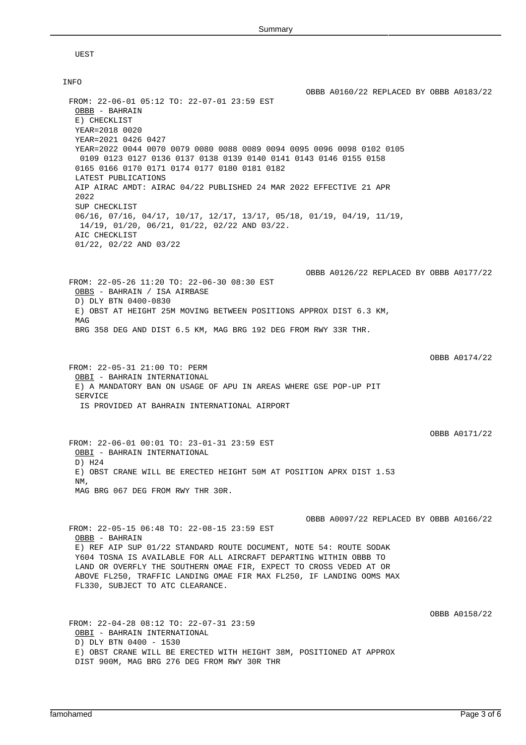UEST

INFO

OBBB A0160/22 REPLACED BY OBBB A0183/22

FROM: 22-06-01 05:12 TO: 22-07-01 23:59 EST
OBBB - BAHRAIN
E) CHECKLIST
YEAR=2018 0020
YEAR=2021 0426 0427
YEAR=2022 0044 0070 0079 0080 0088 0089 0094 0095 0096 0098 0102 0105
0109 0123 0127 0136 0137 0138 0139 0140 0141 0143 0146 0155 0158
0165 0166 0170 0171 0174 0177 0180 0181 0182
LATEST PUBLICATIONS
AIP AIRAC AMDT: AIRAC 04/22 PUBLISHED 24 MAR 2022 EFFECTIVE 21 APR
2022
SUP CHECKLIST
06/16, 07/16, 04/17, 10/17, 12/17, 13/17, 05/18, 01/19, 04/19, 11/19,
14/19, 01/20, 06/21, 01/22, 02/22 AND 03/22.
AIC CHECKLIST
01/22, 02/22 AND 03/22

OBBB A0126/22 REPLACED BY OBBB A0177/22

FROM: 22-05-26 11:20 TO: 22-06-30 08:30 EST
OBBS - BAHRAIN / ISA AIRBASE
D) DLY BTN 0400-0830
E) OBST AT HEIGHT 25M MOVING BETWEEN POSITIONS APPROX DIST 6.3 KM,
MAG
BRG 358 DEG AND DIST 6.5 KM, MAG BRG 192 DEG FROM RWY 33R THR.

OBBB A0174/22

FROM: 22-05-31 21:00 TO: PERM
OBBI - BAHRAIN INTERNATIONAL
E) A MANDATORY BAN ON USAGE OF APU IN AREAS WHERE GSE POP-UP PIT
SERVICE
IS PROVIDED AT BAHRAIN INTERNATIONAL AIRPORT

OBBB A0171/22

FROM: 22-06-01 00:01 TO: 23-01-31 23:59 EST
OBBI - BAHRAIN INTERNATIONAL
D) H24
E) OBST CRANE WILL BE ERECTED HEIGHT 50M AT POSITION APRX DIST 1.53
NM,
MAG BRG 067 DEG FROM RWY THR 30R.

OBBB A0097/22 REPLACED BY OBBB A0166/22

FROM: 22-05-15 06:48 TO: 22-08-15 23:59 EST
OBBB - BAHRAIN
E) REF AIP SUP 01/22 STANDARD ROUTE DOCUMENT, NOTE 54: ROUTE SODAK
Y604 TOSNA IS AVAILABLE FOR ALL AIRCRAFT DEPARTING WITHIN OBBB TO
LAND OR OVERFLY THE SOUTHERN OMAE FIR, EXPECT TO CROSS VEDED AT OR
ABOVE FL250, TRAFFIC LANDING OMAE FIR MAX FL250, IF LANDING OOMS MAX
FL330, SUBJECT TO ATC CLEARANCE.

OBBB A0158/22

FROM: 22-04-28 08:12 TO: 22-07-31 23:59
OBBI - BAHRAIN INTERNATIONAL
D) DLY BTN 0400 - 1530
E) OBST CRANE WILL BE ERECTED WITH HEIGHT 38M, POSITIONED AT APPROX
DIST 900M, MAG BRG 276 DEG FROM RWY 30R THR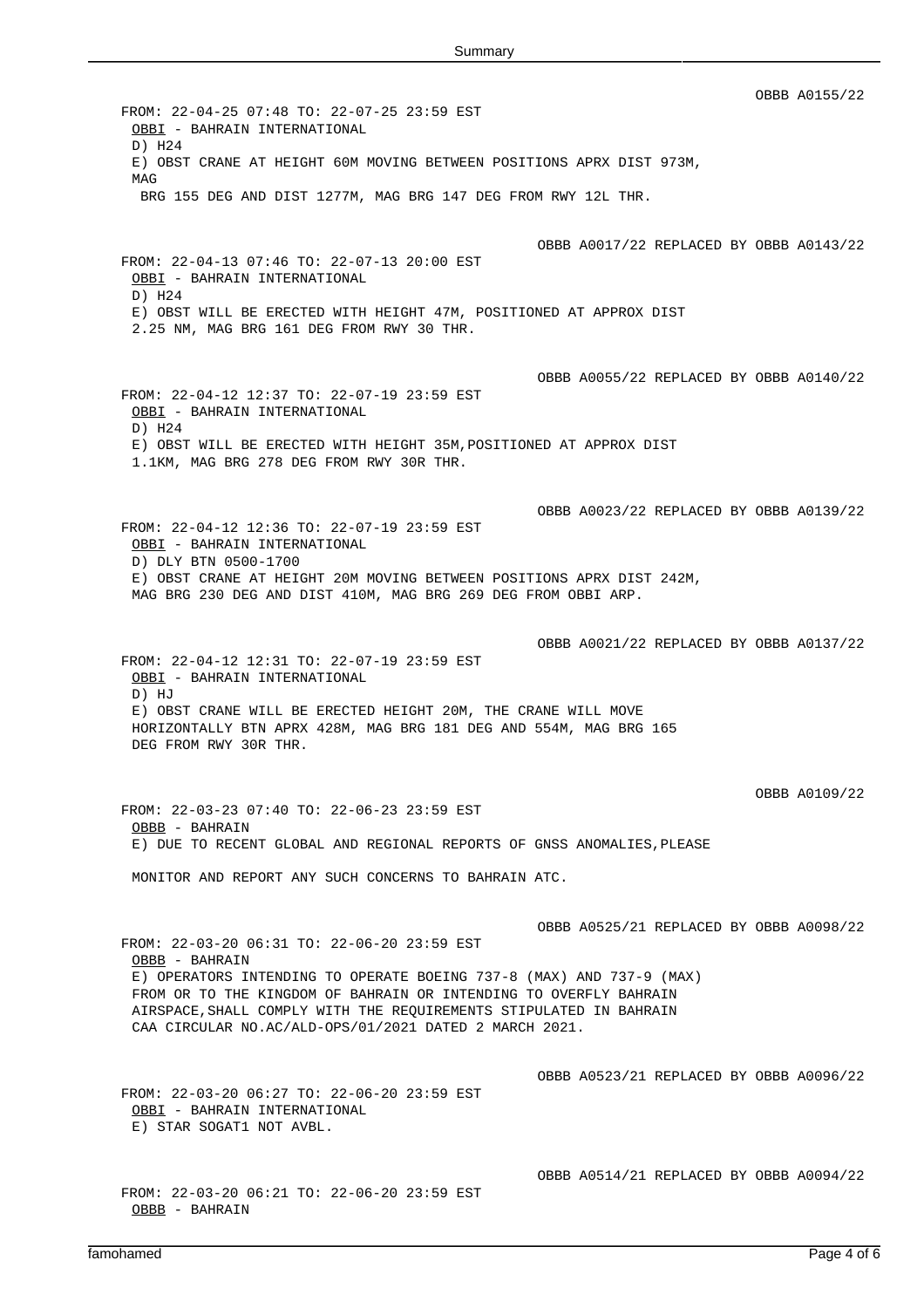OBBB A0155/22

FROM: 22-04-25 07:48 TO: 22-07-25 23:59 EST
OBBI - BAHRAIN INTERNATIONAL
D) H24
E) OBST CRANE AT HEIGHT 60M MOVING BETWEEN POSITIONS APRX DIST 973M, MAG
BRG 155 DEG AND DIST 1277M, MAG BRG 147 DEG FROM RWY 12L THR.

OBBB A0017/22 REPLACED BY OBBB A0143/22

FROM: 22-04-13 07:46 TO: 22-07-13 20:00 EST
OBBI - BAHRAIN INTERNATIONAL
D) H24
E) OBST WILL BE ERECTED WITH HEIGHT 47M, POSITIONED AT APPROX DIST
2.25 NM, MAG BRG 161 DEG FROM RWY 30 THR.

OBBB A0055/22 REPLACED BY OBBB A0140/22

FROM: 22-04-12 12:37 TO: 22-07-19 23:59 EST
OBBI - BAHRAIN INTERNATIONAL
D) H24
E) OBST WILL BE ERECTED WITH HEIGHT 35M,POSITIONED AT APPROX DIST
1.1KM, MAG BRG 278 DEG FROM RWY 30R THR.

OBBB A0023/22 REPLACED BY OBBB A0139/22

FROM: 22-04-12 12:36 TO: 22-07-19 23:59 EST
OBBI - BAHRAIN INTERNATIONAL
D) DLY BTN 0500-1700
E) OBST CRANE AT HEIGHT 20M MOVING BETWEEN POSITIONS APRX DIST 242M,
MAG BRG 230 DEG AND DIST 410M, MAG BRG 269 DEG FROM OBBI ARP.

OBBB A0021/22 REPLACED BY OBBB A0137/22

FROM: 22-04-12 12:31 TO: 22-07-19 23:59 EST
OBBI - BAHRAIN INTERNATIONAL
D) HJ
E) OBST CRANE WILL BE ERECTED HEIGHT 20M, THE CRANE WILL MOVE
HORIZONTALLY BTN APRX 428M, MAG BRG 181 DEG AND 554M, MAG BRG 165
DEG FROM RWY 30R THR.

OBBB A0109/22

FROM: 22-03-23 07:40 TO: 22-06-23 23:59 EST
OBBB - BAHRAIN
E) DUE TO RECENT GLOBAL AND REGIONAL REPORTS OF GNSS ANOMALIES,PLEASE

MONITOR AND REPORT ANY SUCH CONCERNS TO BAHRAIN ATC.

OBBB A0525/21 REPLACED BY OBBB A0098/22

FROM: 22-03-20 06:31 TO: 22-06-20 23:59 EST
OBBB - BAHRAIN
E) OPERATORS INTENDING TO OPERATE BOEING 737-8 (MAX) AND 737-9 (MAX)
FROM OR TO THE KINGDOM OF BAHRAIN OR INTENDING TO OVERFLY BAHRAIN
AIRSPACE,SHALL COMPLY WITH THE REQUIREMENTS STIPULATED IN BAHRAIN
CAA CIRCULAR NO.AC/ALD-OPS/01/2021 DATED 2 MARCH 2021.

OBBB A0523/21 REPLACED BY OBBB A0096/22

FROM: 22-03-20 06:27 TO: 22-06-20 23:59 EST
OBBI - BAHRAIN INTERNATIONAL
E) STAR SOGAT1 NOT AVBL.

OBBB A0514/21 REPLACED BY OBBB A0094/22

FROM: 22-03-20 06:21 TO: 22-06-20 23:59 EST
OBBB - BAHRAIN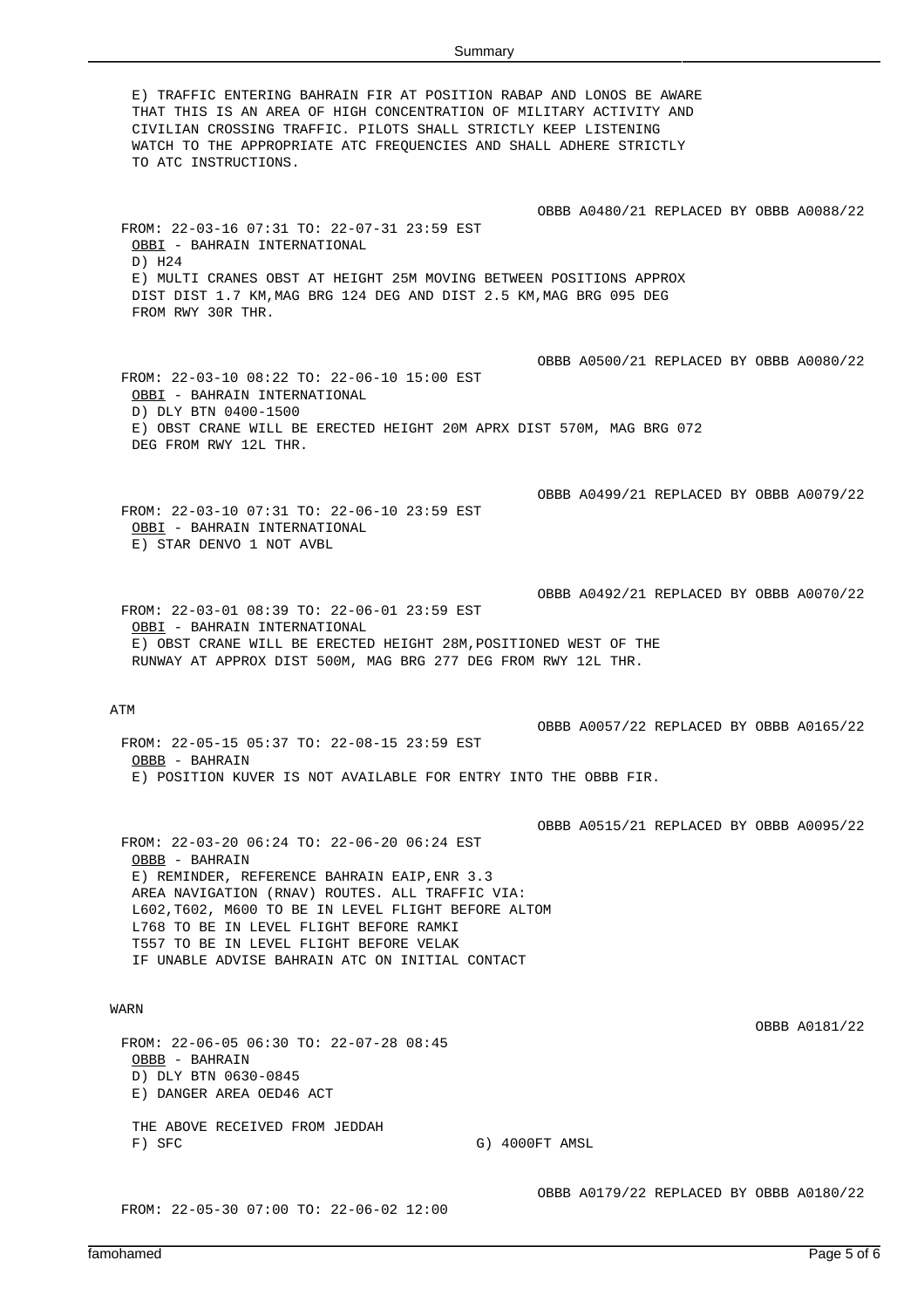E) TRAFFIC ENTERING BAHRAIN FIR AT POSITION RABAP AND LONOS BE AWARE THAT THIS IS AN AREA OF HIGH CONCENTRATION OF MILITARY ACTIVITY AND CIVILIAN CROSSING TRAFFIC. PILOTS SHALL STRICTLY KEEP LISTENING WATCH TO THE APPROPRIATE ATC FREQUENCIES AND SHALL ADHERE STRICTLY TO ATC INSTRUCTIONS.

OBBB A0480/21 REPLACED BY OBBB A0088/22

FROM: 22-03-16 07:31 TO: 22-07-31 23:59 EST
OBBI - BAHRAIN INTERNATIONAL
D) H24
E) MULTI CRANES OBST AT HEIGHT 25M MOVING BETWEEN POSITIONS APPROX DIST DIST 1.7 KM,MAG BRG 124 DEG AND DIST 2.5 KM,MAG BRG 095 DEG FROM RWY 30R THR.

OBBB A0500/21 REPLACED BY OBBB A0080/22

FROM: 22-03-10 08:22 TO: 22-06-10 15:00 EST
OBBI - BAHRAIN INTERNATIONAL
D) DLY BTN 0400-1500
E) OBST CRANE WILL BE ERECTED HEIGHT 20M APRX DIST 570M, MAG BRG 072 DEG FROM RWY 12L THR.

OBBB A0499/21 REPLACED BY OBBB A0079/22

FROM: 22-03-10 07:31 TO: 22-06-10 23:59 EST
OBBI - BAHRAIN INTERNATIONAL
E) STAR DENVO 1 NOT AVBL

OBBB A0492/21 REPLACED BY OBBB A0070/22

FROM: 22-03-01 08:39 TO: 22-06-01 23:59 EST
OBBI - BAHRAIN INTERNATIONAL
E) OBST CRANE WILL BE ERECTED HEIGHT 28M,POSITIONED WEST OF THE RUNWAY AT APPROX DIST 500M, MAG BRG 277 DEG FROM RWY 12L THR.

## ATM

OBBB A0057/22 REPLACED BY OBBB A0165/22

FROM: 22-05-15 05:37 TO: 22-08-15 23:59 EST
OBBB - BAHRAIN
E) POSITION KUVER IS NOT AVAILABLE FOR ENTRY INTO THE OBBB FIR.

OBBB A0515/21 REPLACED BY OBBB A0095/22

FROM: 22-03-20 06:24 TO: 22-06-20 06:24 EST
OBBB - BAHRAIN
E) REMINDER, REFERENCE BAHRAIN EAIP,ENR 3.3
AREA NAVIGATION (RNAV) ROUTES. ALL TRAFFIC VIA:
L602,T602, M600 TO BE IN LEVEL FLIGHT BEFORE ALTOM
L768 TO BE IN LEVEL FLIGHT BEFORE RAMKI
T557 TO BE IN LEVEL FLIGHT BEFORE VELAK
IF UNABLE ADVISE BAHRAIN ATC ON INITIAL CONTACT

## WARN

OBBB A0181/22

FROM: 22-06-05 06:30 TO: 22-07-28 08:45
OBBB - BAHRAIN
D) DLY BTN 0630-0845
E) DANGER AREA OED46 ACT

THE ABOVE RECEIVED FROM JEDDAH
F) SFC G) 4000FT AMSL

OBBB A0179/22 REPLACED BY OBBB A0180/22

FROM: 22-05-30 07:00 TO: 22-06-02 12:00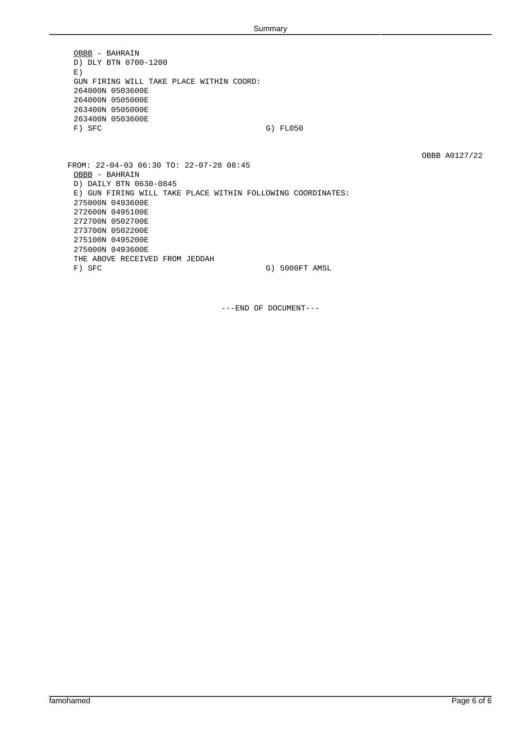OBBB - BAHRAIN
D) DLY BTN 0700-1200
E)
GUN FIRING WILL TAKE PLACE WITHIN COORD:
264000N 0503600E
264000N 0505000E
263400N 0505000E
263400N 0503600E
F) SFC G) FL050

OBBB A0127/22

FROM: 22-04-03 06:30 TO: 22-07-28 08:45
OBBB - BAHRAIN
D) DAILY BTN 0630-0845
E) GUN FIRING WILL TAKE PLACE WITHIN FOLLOWING COORDINATES:
275000N 0493600E
272600N 0495100E
272700N 0502700E
273700N 0502200E
275100N 0495200E
275000N 0493600E
THE ABOVE RECEIVED FROM JEDDAH
F) SFC G) 5000FT AMSL

---END OF DOCUMENT---